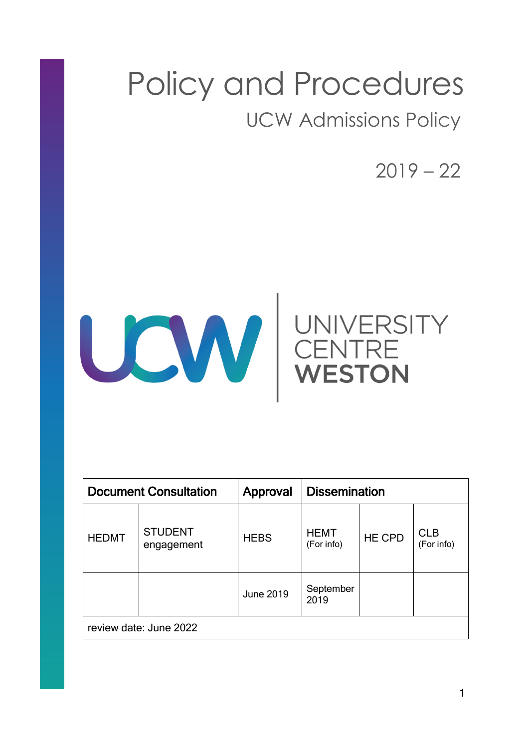# Policy and Procedures

## UCW Admissions Policy

2019 – 22

UNIVERSITY CENTRE WESTON

| Document Consultation | | Approval | Dissemination | | |
|---|---|---|---|---|---|
| HEDMT | STUDENT engagement | HEBS | HEMT (For info) | HE CPD | CLB (For info) |
| | | June 2019 | September 2019 | | |
| review date: June 2022 | | | | | |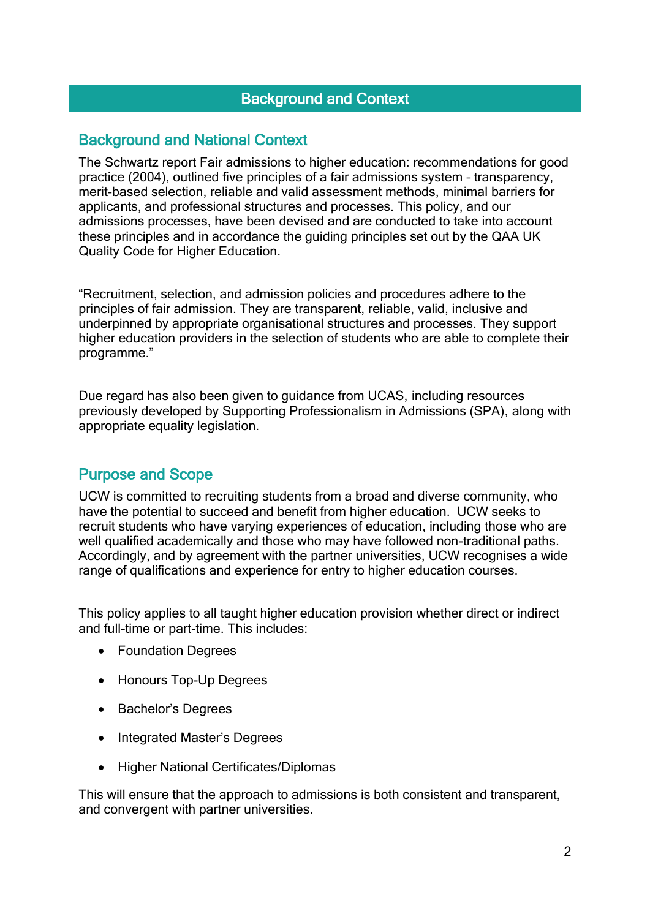# Background and Context

## Background and National Context

The Schwartz report Fair admissions to higher education: recommendations for good practice (2004), outlined five principles of a fair admissions system – transparency, merit-based selection, reliable and valid assessment methods, minimal barriers for applicants, and professional structures and processes. This policy, and our admissions processes, have been devised and are conducted to take into account these principles and in accordance the guiding principles set out by the QAA UK Quality Code for Higher Education.

"Recruitment, selection, and admission policies and procedures adhere to the principles of fair admission. They are transparent, reliable, valid, inclusive and underpinned by appropriate organisational structures and processes. They support higher education providers in the selection of students who are able to complete their programme."

Due regard has also been given to guidance from UCAS, including resources previously developed by Supporting Professionalism in Admissions (SPA), along with appropriate equality legislation.

## Purpose and Scope

UCW is committed to recruiting students from a broad and diverse community, who have the potential to succeed and benefit from higher education. UCW seeks to recruit students who have varying experiences of education, including those who are well qualified academically and those who may have followed non-traditional paths. Accordingly, and by agreement with the partner universities, UCW recognises a wide range of qualifications and experience for entry to higher education courses.

This policy applies to all taught higher education provision whether direct or indirect and full-time or part-time. This includes:

- Foundation Degrees
- Honours Top-Up Degrees
- Bachelor's Degrees
- Integrated Master's Degrees
- Higher National Certificates/Diplomas

This will ensure that the approach to admissions is both consistent and transparent, and convergent with partner universities.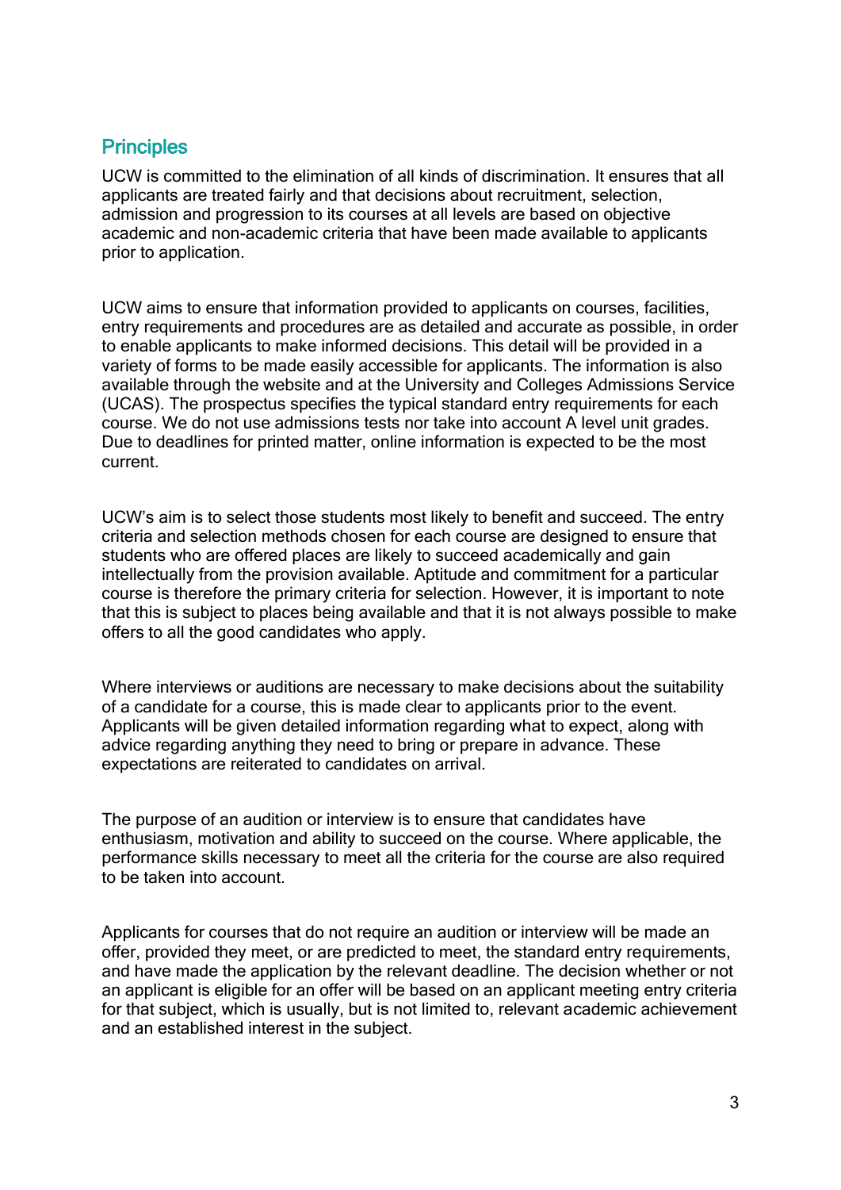## Principles

UCW is committed to the elimination of all kinds of discrimination. It ensures that all applicants are treated fairly and that decisions about recruitment, selection, admission and progression to its courses at all levels are based on objective academic and non-academic criteria that have been made available to applicants prior to application.

UCW aims to ensure that information provided to applicants on courses, facilities, entry requirements and procedures are as detailed and accurate as possible, in order to enable applicants to make informed decisions. This detail will be provided in a variety of forms to be made easily accessible for applicants. The information is also available through the website and at the University and Colleges Admissions Service (UCAS). The prospectus specifies the typical standard entry requirements for each course. We do not use admissions tests nor take into account A level unit grades. Due to deadlines for printed matter, online information is expected to be the most current.

UCW's aim is to select those students most likely to benefit and succeed. The entry criteria and selection methods chosen for each course are designed to ensure that students who are offered places are likely to succeed academically and gain intellectually from the provision available. Aptitude and commitment for a particular course is therefore the primary criteria for selection. However, it is important to note that this is subject to places being available and that it is not always possible to make offers to all the good candidates who apply.

Where interviews or auditions are necessary to make decisions about the suitability of a candidate for a course, this is made clear to applicants prior to the event. Applicants will be given detailed information regarding what to expect, along with advice regarding anything they need to bring or prepare in advance. These expectations are reiterated to candidates on arrival.

The purpose of an audition or interview is to ensure that candidates have enthusiasm, motivation and ability to succeed on the course. Where applicable, the performance skills necessary to meet all the criteria for the course are also required to be taken into account.

Applicants for courses that do not require an audition or interview will be made an offer, provided they meet, or are predicted to meet, the standard entry requirements, and have made the application by the relevant deadline. The decision whether or not an applicant is eligible for an offer will be based on an applicant meeting entry criteria for that subject, which is usually, but is not limited to, relevant academic achievement and an established interest in the subject.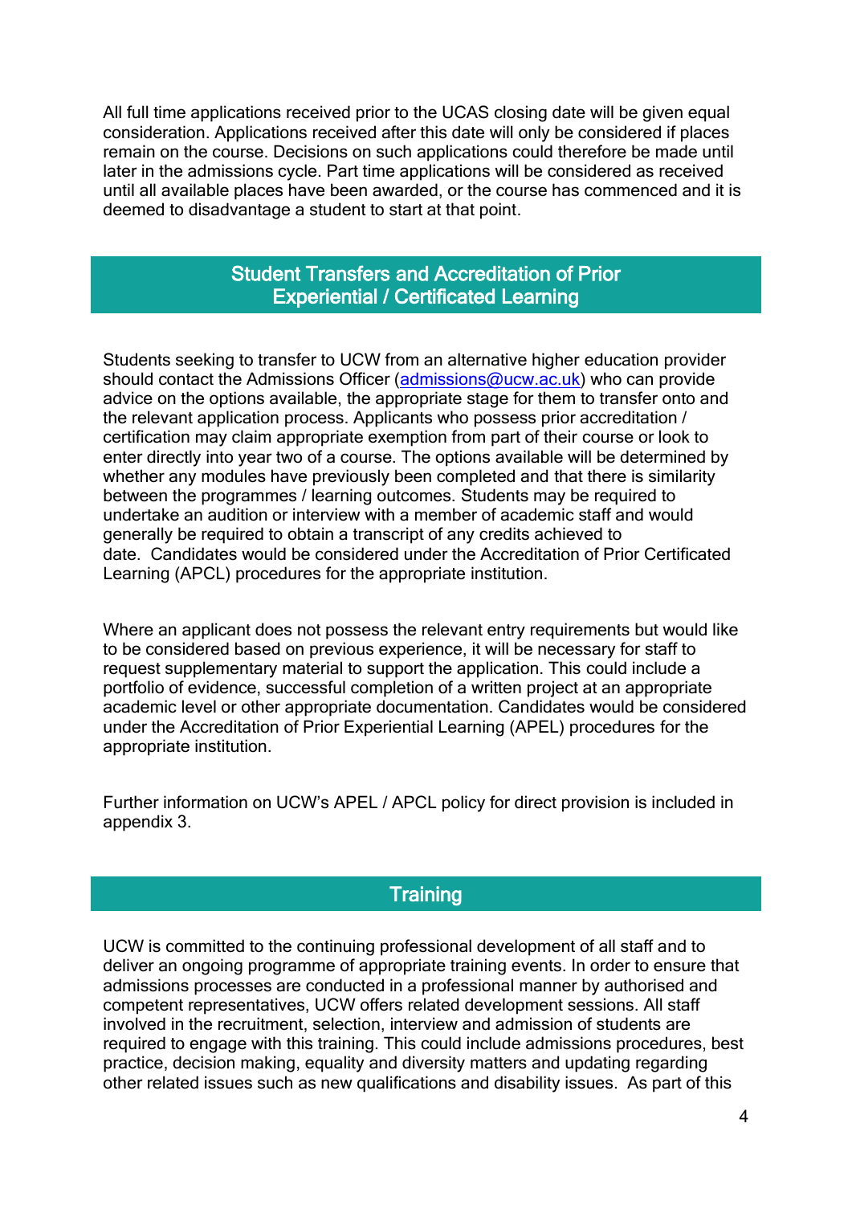All full time applications received prior to the UCAS closing date will be given equal consideration. Applications received after this date will only be considered if places remain on the course. Decisions on such applications could therefore be made until later in the admissions cycle. Part time applications will be considered as received until all available places have been awarded, or the course has commenced and it is deemed to disadvantage a student to start at that point.

## Student Transfers and Accreditation of Prior Experiential / Certificated Learning

Students seeking to transfer to UCW from an alternative higher education provider should contact the Admissions Officer (admissions@ucw.ac.uk) who can provide advice on the options available, the appropriate stage for them to transfer onto and the relevant application process. Applicants who possess prior accreditation / certification may claim appropriate exemption from part of their course or look to enter directly into year two of a course. The options available will be determined by whether any modules have previously been completed and that there is similarity between the programmes / learning outcomes. Students may be required to undertake an audition or interview with a member of academic staff and would generally be required to obtain a transcript of any credits achieved to date. Candidates would be considered under the Accreditation of Prior Certificated Learning (APCL) procedures for the appropriate institution.

Where an applicant does not possess the relevant entry requirements but would like to be considered based on previous experience, it will be necessary for staff to request supplementary material to support the application. This could include a portfolio of evidence, successful completion of a written project at an appropriate academic level or other appropriate documentation. Candidates would be considered under the Accreditation of Prior Experiential Learning (APEL) procedures for the appropriate institution.

Further information on UCW's APEL / APCL policy for direct provision is included in appendix 3.

## Training

UCW is committed to the continuing professional development of all staff and to deliver an ongoing programme of appropriate training events. In order to ensure that admissions processes are conducted in a professional manner by authorised and competent representatives, UCW offers related development sessions. All staff involved in the recruitment, selection, interview and admission of students are required to engage with this training. This could include admissions procedures, best practice, decision making, equality and diversity matters and updating regarding other related issues such as new qualifications and disability issues. As part of this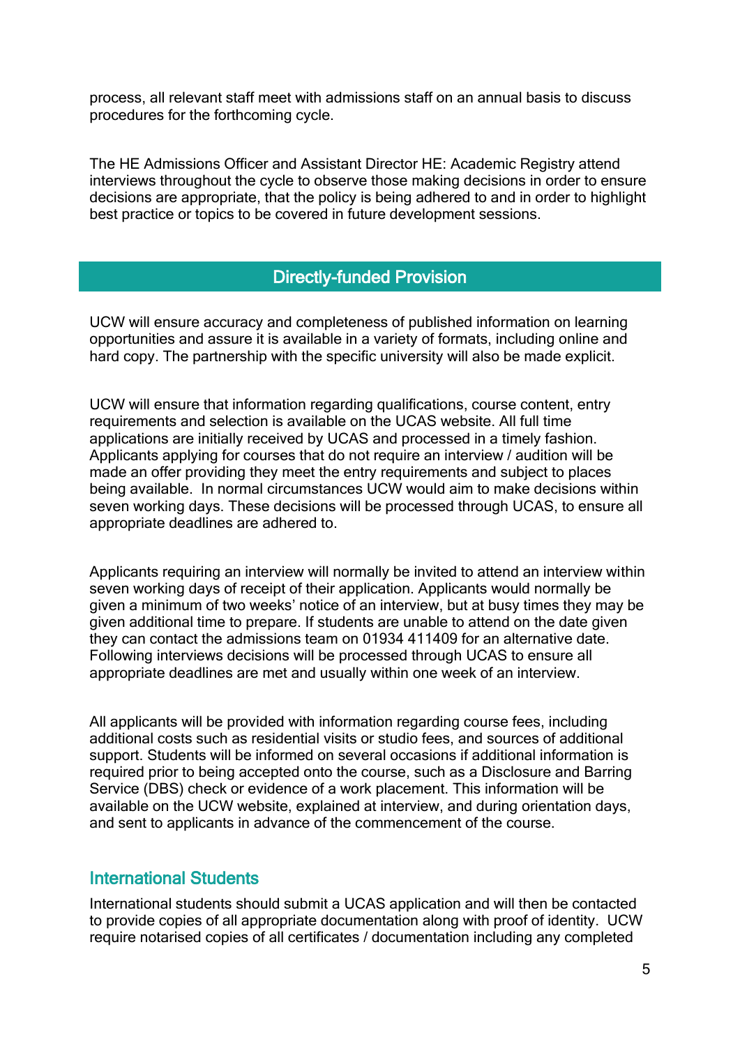process, all relevant staff meet with admissions staff on an annual basis to discuss procedures for the forthcoming cycle.

The HE Admissions Officer and Assistant Director HE: Academic Registry attend interviews throughout the cycle to observe those making decisions in order to ensure decisions are appropriate, that the policy is being adhered to and in order to highlight best practice or topics to be covered in future development sessions.

## Directly-funded Provision

UCW will ensure accuracy and completeness of published information on learning opportunities and assure it is available in a variety of formats, including online and hard copy. The partnership with the specific university will also be made explicit.

UCW will ensure that information regarding qualifications, course content, entry requirements and selection is available on the UCAS website. All full time applications are initially received by UCAS and processed in a timely fashion. Applicants applying for courses that do not require an interview / audition will be made an offer providing they meet the entry requirements and subject to places being available. In normal circumstances UCW would aim to make decisions within seven working days. These decisions will be processed through UCAS, to ensure all appropriate deadlines are adhered to.

Applicants requiring an interview will normally be invited to attend an interview within seven working days of receipt of their application. Applicants would normally be given a minimum of two weeks' notice of an interview, but at busy times they may be given additional time to prepare. If students are unable to attend on the date given they can contact the admissions team on 01934 411409 for an alternative date. Following interviews decisions will be processed through UCAS to ensure all appropriate deadlines are met and usually within one week of an interview.

All applicants will be provided with information regarding course fees, including additional costs such as residential visits or studio fees, and sources of additional support. Students will be informed on several occasions if additional information is required prior to being accepted onto the course, such as a Disclosure and Barring Service (DBS) check or evidence of a work placement. This information will be available on the UCW website, explained at interview, and during orientation days, and sent to applicants in advance of the commencement of the course.

### International Students

International students should submit a UCAS application and will then be contacted to provide copies of all appropriate documentation along with proof of identity. UCW require notarised copies of all certificates / documentation including any completed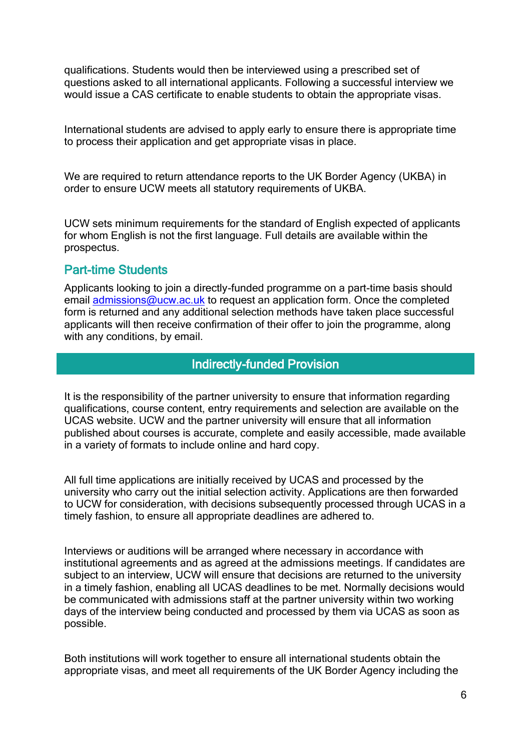qualifications. Students would then be interviewed using a prescribed set of questions asked to all international applicants. Following a successful interview we would issue a CAS certificate to enable students to obtain the appropriate visas.

International students are advised to apply early to ensure there is appropriate time to process their application and get appropriate visas in place.

We are required to return attendance reports to the UK Border Agency (UKBA) in order to ensure UCW meets all statutory requirements of UKBA.

UCW sets minimum requirements for the standard of English expected of applicants for whom English is not the first language. Full details are available within the prospectus.

### Part-time Students

Applicants looking to join a directly-funded programme on a part-time basis should email admissions@ucw.ac.uk to request an application form. Once the completed form is returned and any additional selection methods have taken place successful applicants will then receive confirmation of their offer to join the programme, along with any conditions, by email.

## Indirectly-funded Provision

It is the responsibility of the partner university to ensure that information regarding qualifications, course content, entry requirements and selection are available on the UCAS website. UCW and the partner university will ensure that all information published about courses is accurate, complete and easily accessible, made available in a variety of formats to include online and hard copy.

All full time applications are initially received by UCAS and processed by the university who carry out the initial selection activity. Applications are then forwarded to UCW for consideration, with decisions subsequently processed through UCAS in a timely fashion, to ensure all appropriate deadlines are adhered to.

Interviews or auditions will be arranged where necessary in accordance with institutional agreements and as agreed at the admissions meetings. If candidates are subject to an interview, UCW will ensure that decisions are returned to the university in a timely fashion, enabling all UCAS deadlines to be met. Normally decisions would be communicated with admissions staff at the partner university within two working days of the interview being conducted and processed by them via UCAS as soon as possible.

Both institutions will work together to ensure all international students obtain the appropriate visas, and meet all requirements of the UK Border Agency including the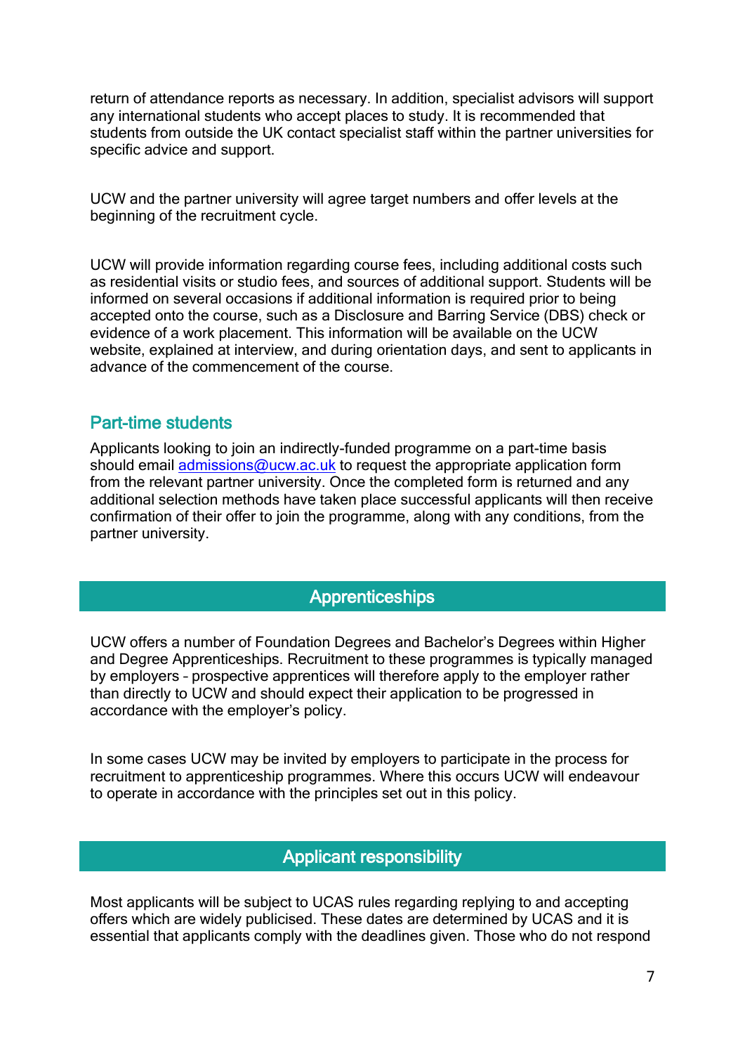return of attendance reports as necessary. In addition, specialist advisors will support any international students who accept places to study. It is recommended that students from outside the UK contact specialist staff within the partner universities for specific advice and support.

UCW and the partner university will agree target numbers and offer levels at the beginning of the recruitment cycle.

UCW will provide information regarding course fees, including additional costs such as residential visits or studio fees, and sources of additional support. Students will be informed on several occasions if additional information is required prior to being accepted onto the course, such as a Disclosure and Barring Service (DBS) check or evidence of a work placement. This information will be available on the UCW website, explained at interview, and during orientation days, and sent to applicants in advance of the commencement of the course.

### Part-time students

Applicants looking to join an indirectly-funded programme on a part-time basis should email admissions@ucw.ac.uk to request the appropriate application form from the relevant partner university. Once the completed form is returned and any additional selection methods have taken place successful applicants will then receive confirmation of their offer to join the programme, along with any conditions, from the partner university.

## Apprenticeships

UCW offers a number of Foundation Degrees and Bachelor's Degrees within Higher and Degree Apprenticeships. Recruitment to these programmes is typically managed by employers – prospective apprentices will therefore apply to the employer rather than directly to UCW and should expect their application to be progressed in accordance with the employer's policy.

In some cases UCW may be invited by employers to participate in the process for recruitment to apprenticeship programmes. Where this occurs UCW will endeavour to operate in accordance with the principles set out in this policy.

## Applicant responsibility

Most applicants will be subject to UCAS rules regarding replying to and accepting offers which are widely publicised. These dates are determined by UCAS and it is essential that applicants comply with the deadlines given. Those who do not respond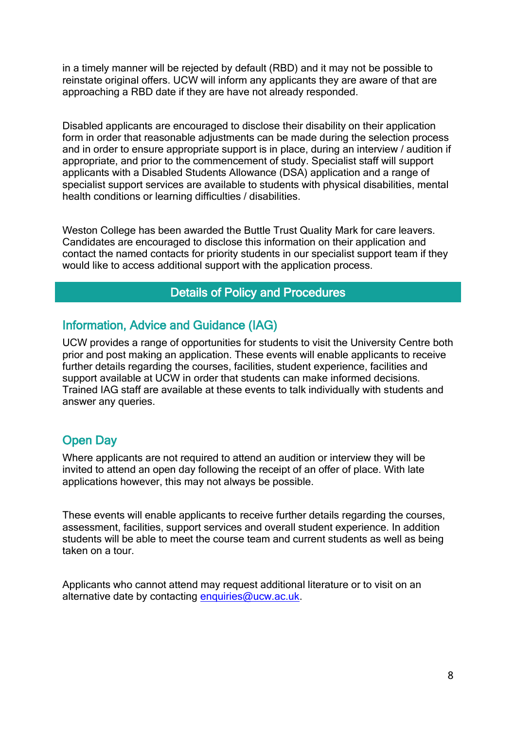in a timely manner will be rejected by default (RBD) and it may not be possible to reinstate original offers. UCW will inform any applicants they are aware of that are approaching a RBD date if they are have not already responded.

Disabled applicants are encouraged to disclose their disability on their application form in order that reasonable adjustments can be made during the selection process and in order to ensure appropriate support is in place, during an interview / audition if appropriate, and prior to the commencement of study. Specialist staff will support applicants with a Disabled Students Allowance (DSA) application and a range of specialist support services are available to students with physical disabilities, mental health conditions or learning difficulties / disabilities.

Weston College has been awarded the Buttle Trust Quality Mark for care leavers. Candidates are encouraged to disclose this information on their application and contact the named contacts for priority students in our specialist support team if they would like to access additional support with the application process.

## Details of Policy and Procedures

### Information, Advice and Guidance (IAG)

UCW provides a range of opportunities for students to visit the University Centre both prior and post making an application. These events will enable applicants to receive further details regarding the courses, facilities, student experience, facilities and support available at UCW in order that students can make informed decisions. Trained IAG staff are available at these events to talk individually with students and answer any queries.

### Open Day

Where applicants are not required to attend an audition or interview they will be invited to attend an open day following the receipt of an offer of place. With late applications however, this may not always be possible.

These events will enable applicants to receive further details regarding the courses, assessment, facilities, support services and overall student experience. In addition students will be able to meet the course team and current students as well as being taken on a tour.

Applicants who cannot attend may request additional literature or to visit on an alternative date by contacting enquiries@ucw.ac.uk.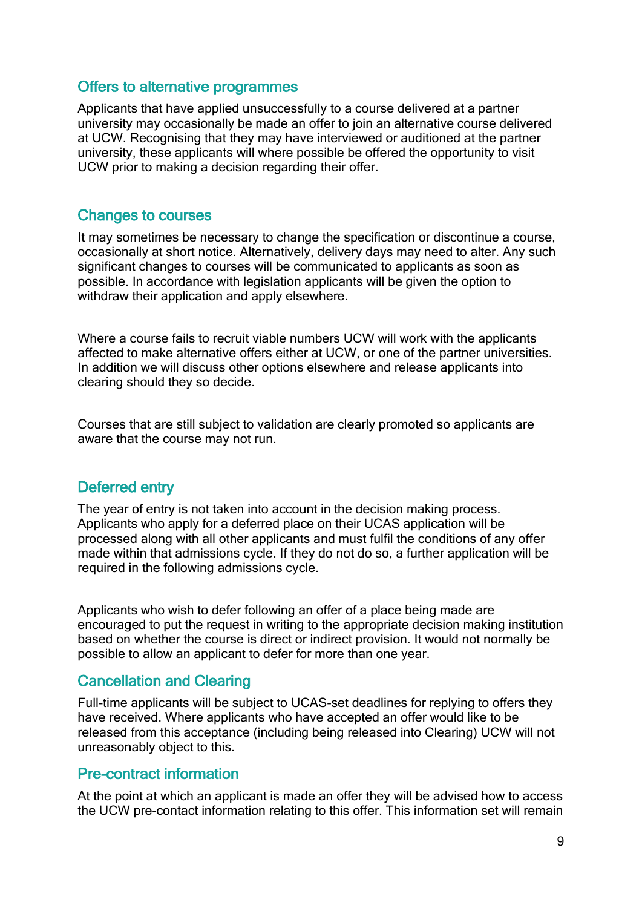## Offers to alternative programmes

Applicants that have applied unsuccessfully to a course delivered at a partner university may occasionally be made an offer to join an alternative course delivered at UCW. Recognising that they may have interviewed or auditioned at the partner university, these applicants will where possible be offered the opportunity to visit UCW prior to making a decision regarding their offer.

## Changes to courses

It may sometimes be necessary to change the specification or discontinue a course, occasionally at short notice. Alternatively, delivery days may need to alter. Any such significant changes to courses will be communicated to applicants as soon as possible. In accordance with legislation applicants will be given the option to withdraw their application and apply elsewhere.

Where a course fails to recruit viable numbers UCW will work with the applicants affected to make alternative offers either at UCW, or one of the partner universities. In addition we will discuss other options elsewhere and release applicants into clearing should they so decide.

Courses that are still subject to validation are clearly promoted so applicants are aware that the course may not run.

## Deferred entry

The year of entry is not taken into account in the decision making process. Applicants who apply for a deferred place on their UCAS application will be processed along with all other applicants and must fulfil the conditions of any offer made within that admissions cycle. If they do not do so, a further application will be required in the following admissions cycle.

Applicants who wish to defer following an offer of a place being made are encouraged to put the request in writing to the appropriate decision making institution based on whether the course is direct or indirect provision. It would not normally be possible to allow an applicant to defer for more than one year.

## Cancellation and Clearing

Full-time applicants will be subject to UCAS-set deadlines for replying to offers they have received. Where applicants who have accepted an offer would like to be released from this acceptance (including being released into Clearing) UCW will not unreasonably object to this.

## Pre-contract information

At the point at which an applicant is made an offer they will be advised how to access the UCW pre-contact information relating to this offer. This information set will remain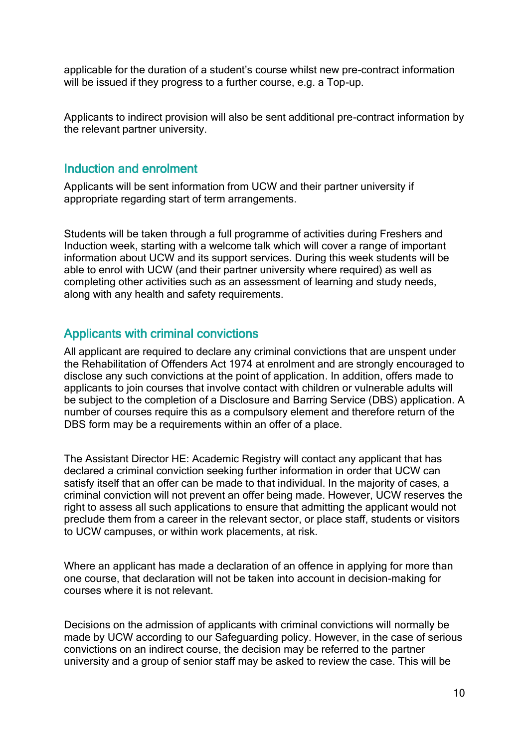applicable for the duration of a student's course whilst new pre-contract information will be issued if they progress to a further course, e.g. a Top-up.

Applicants to indirect provision will also be sent additional pre-contract information by the relevant partner university.

## Induction and enrolment

Applicants will be sent information from UCW and their partner university if appropriate regarding start of term arrangements.

Students will be taken through a full programme of activities during Freshers and Induction week, starting with a welcome talk which will cover a range of important information about UCW and its support services. During this week students will be able to enrol with UCW (and their partner university where required) as well as completing other activities such as an assessment of learning and study needs, along with any health and safety requirements.

## Applicants with criminal convictions

All applicant are required to declare any criminal convictions that are unspent under the Rehabilitation of Offenders Act 1974 at enrolment and are strongly encouraged to disclose any such convictions at the point of application. In addition, offers made to applicants to join courses that involve contact with children or vulnerable adults will be subject to the completion of a Disclosure and Barring Service (DBS) application. A number of courses require this as a compulsory element and therefore return of the DBS form may be a requirements within an offer of a place.

The Assistant Director HE: Academic Registry will contact any applicant that has declared a criminal conviction seeking further information in order that UCW can satisfy itself that an offer can be made to that individual. In the majority of cases, a criminal conviction will not prevent an offer being made. However, UCW reserves the right to assess all such applications to ensure that admitting the applicant would not preclude them from a career in the relevant sector, or place staff, students or visitors to UCW campuses, or within work placements, at risk.

Where an applicant has made a declaration of an offence in applying for more than one course, that declaration will not be taken into account in decision-making for courses where it is not relevant.

Decisions on the admission of applicants with criminal convictions will normally be made by UCW according to our Safeguarding policy. However, in the case of serious convictions on an indirect course, the decision may be referred to the partner university and a group of senior staff may be asked to review the case. This will be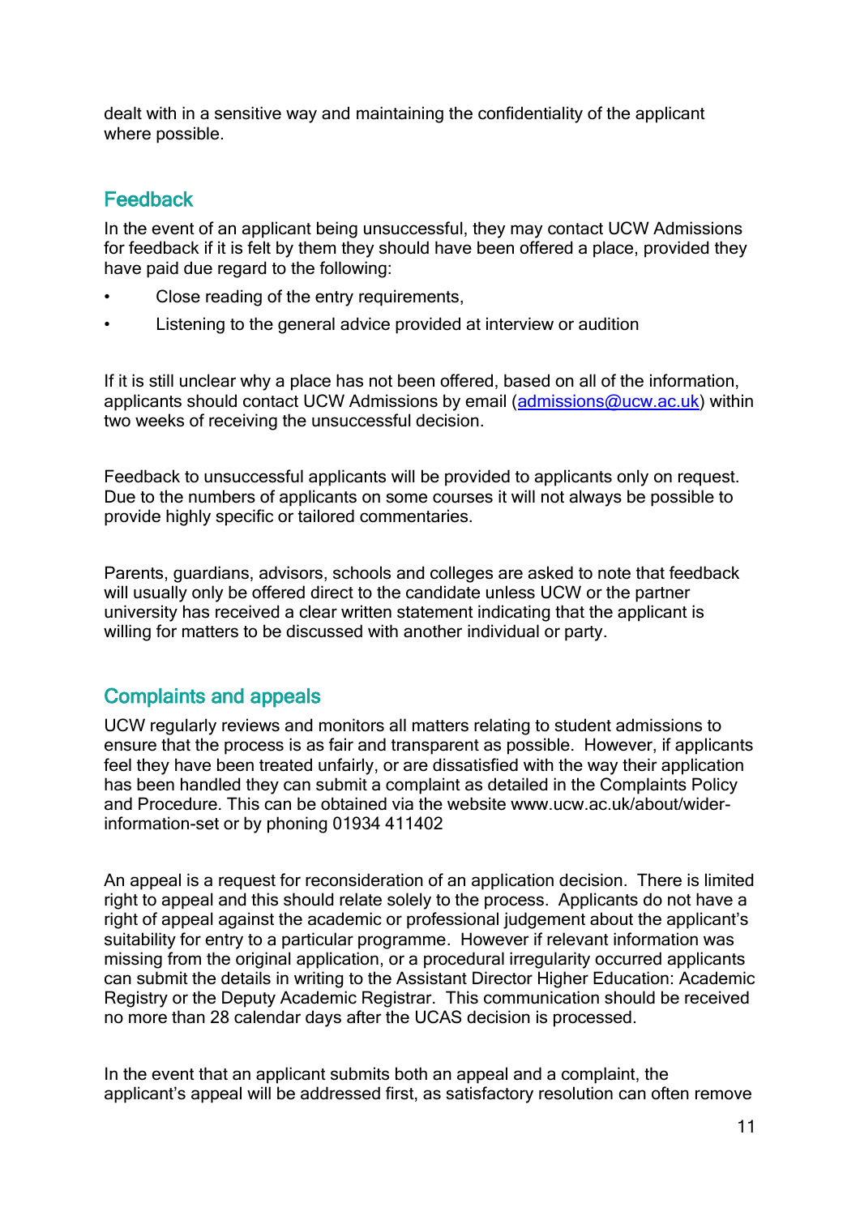dealt with in a sensitive way and maintaining the confidentiality of the applicant where possible.

## Feedback

In the event of an applicant being unsuccessful, they may contact UCW Admissions for feedback if it is felt by them they should have been offered a place, provided they have paid due regard to the following:

- Close reading of the entry requirements,
- Listening to the general advice provided at interview or audition

If it is still unclear why a place has not been offered, based on all of the information, applicants should contact UCW Admissions by email (admissions@ucw.ac.uk) within two weeks of receiving the unsuccessful decision.

Feedback to unsuccessful applicants will be provided to applicants only on request. Due to the numbers of applicants on some courses it will not always be possible to provide highly specific or tailored commentaries.

Parents, guardians, advisors, schools and colleges are asked to note that feedback will usually only be offered direct to the candidate unless UCW or the partner university has received a clear written statement indicating that the applicant is willing for matters to be discussed with another individual or party.

## Complaints and appeals

UCW regularly reviews and monitors all matters relating to student admissions to ensure that the process is as fair and transparent as possible. However, if applicants feel they have been treated unfairly, or are dissatisfied with the way their application has been handled they can submit a complaint as detailed in the Complaints Policy and Procedure. This can be obtained via the website www.ucw.ac.uk/about/wider-information-set or by phoning 01934 411402

An appeal is a request for reconsideration of an application decision. There is limited right to appeal and this should relate solely to the process. Applicants do not have a right of appeal against the academic or professional judgement about the applicant's suitability for entry to a particular programme. However if relevant information was missing from the original application, or a procedural irregularity occurred applicants can submit the details in writing to the Assistant Director Higher Education: Academic Registry or the Deputy Academic Registrar. This communication should be received no more than 28 calendar days after the UCAS decision is processed.

In the event that an applicant submits both an appeal and a complaint, the applicant's appeal will be addressed first, as satisfactory resolution can often remove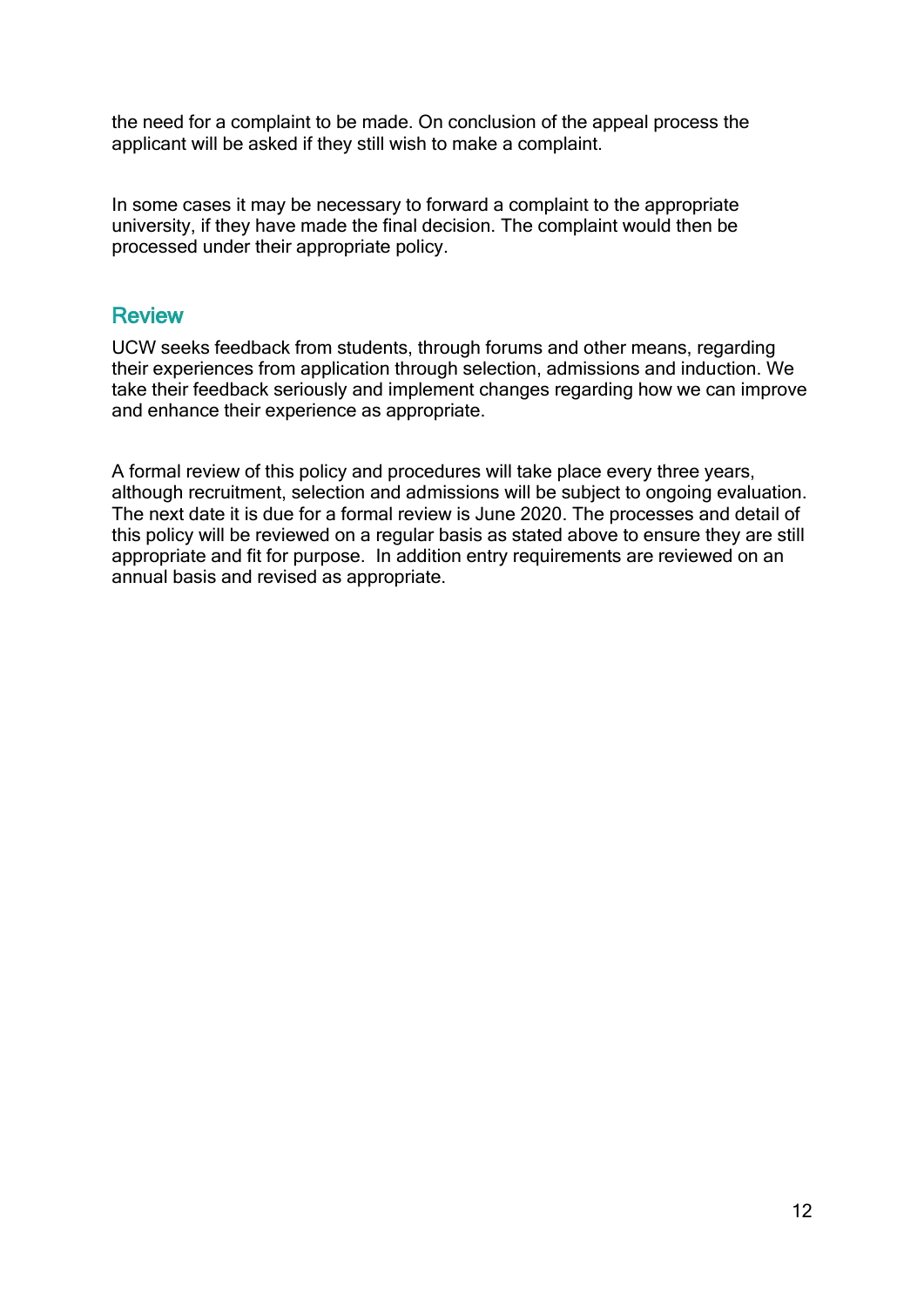the need for a complaint to be made. On conclusion of the appeal process the applicant will be asked if they still wish to make a complaint.

In some cases it may be necessary to forward a complaint to the appropriate university, if they have made the final decision. The complaint would then be processed under their appropriate policy.

## Review

UCW seeks feedback from students, through forums and other means, regarding their experiences from application through selection, admissions and induction. We take their feedback seriously and implement changes regarding how we can improve and enhance their experience as appropriate.

A formal review of this policy and procedures will take place every three years, although recruitment, selection and admissions will be subject to ongoing evaluation. The next date it is due for a formal review is June 2020. The processes and detail of this policy will be reviewed on a regular basis as stated above to ensure they are still appropriate and fit for purpose. In addition entry requirements are reviewed on an annual basis and revised as appropriate.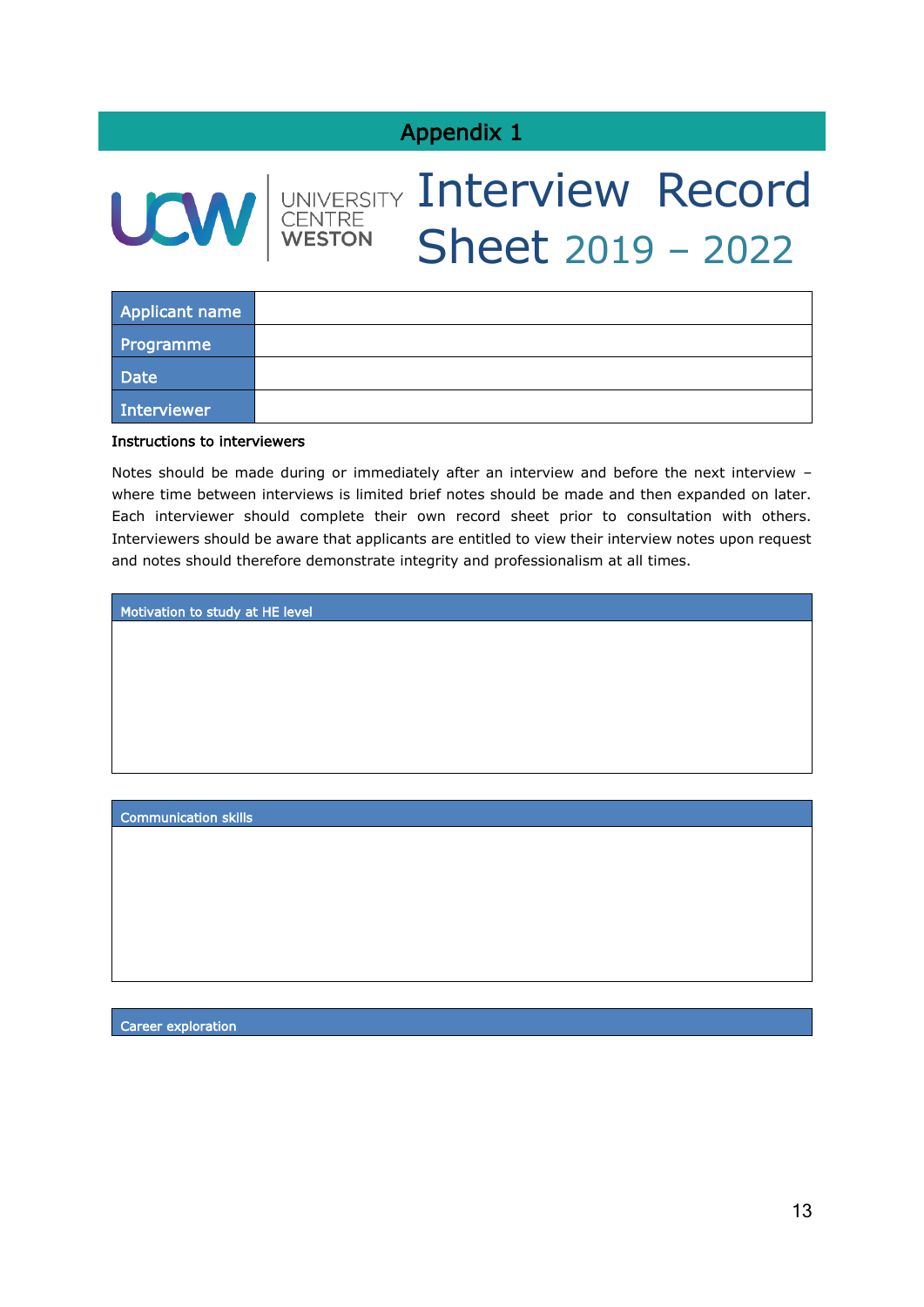## Appendix 1

# Interview Record Sheet 2019 – 2022

| Applicant name | |
|---|---|
| Programme | |
| Date | |
| Interviewer | |

**Instructions to interviewers**

Notes should be made during or immediately after an interview and before the next interview – where time between interviews is limited brief notes should be made and then expanded on later. Each interviewer should complete their own record sheet prior to consultation with others. Interviewers should be aware that applicants are entitled to view their interview notes upon request and notes should therefore demonstrate integrity and professionalism at all times.

| Motivation to study at HE level |
|---|
| |

| Communication skills |
|---|
| |

| Career exploration |
|---|
| |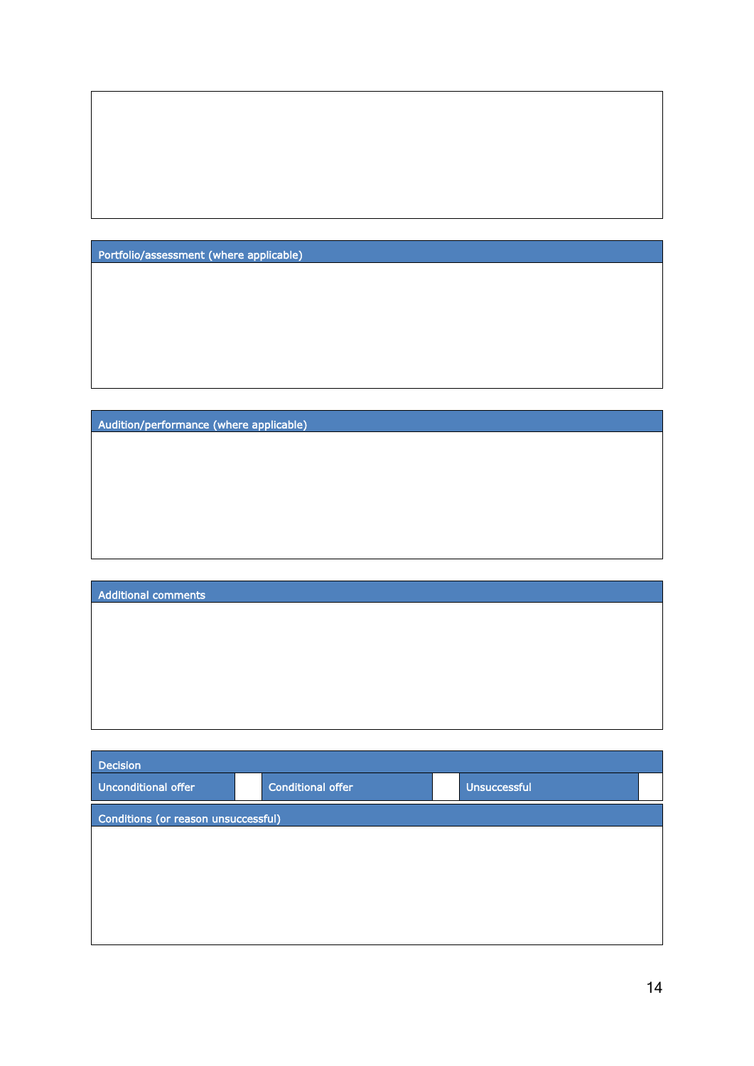| Portfolio/assessment (where applicable) |
| --- |
| |

| Audition/performance (where applicable) |
| --- |
| |

| Additional comments |
| --- |
| |

| Decision | | | | | |
| --- | --- | --- | --- | --- | --- |
| Unconditional offer | | Conditional offer | | Unsuccessful | |

| Conditions (or reason unsuccessful) |
| --- |
| |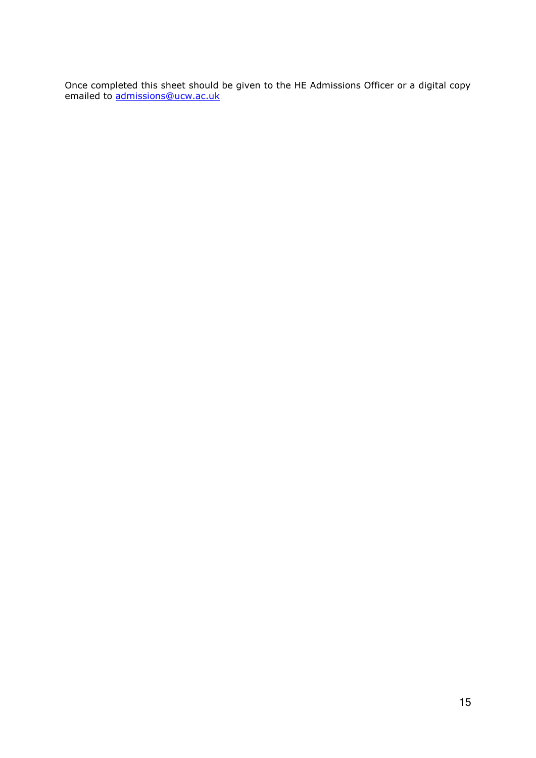Once completed this sheet should be given to the HE Admissions Officer or a digital copy emailed to [admissions@ucw.ac.uk](mailto:admissions@ucw.ac.uk)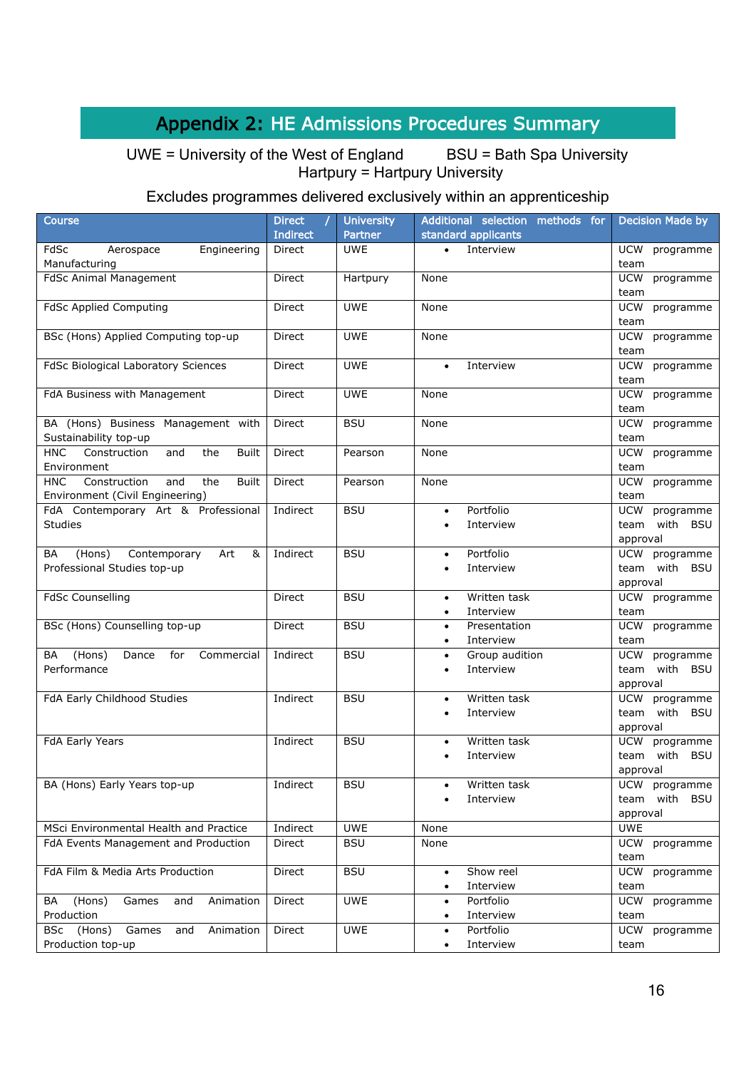# Appendix 2: HE Admissions Procedures Summary

UWE = University of the West of England     BSU = Bath Spa University
Hartpury = Hartpury University

Excludes programmes delivered exclusively within an apprenticeship

| Course | Direct / Indirect | University Partner | Additional selection methods for standard applicants | Decision Made by |
|---|---|---|---|---|
| FdSc Aerospace Engineering Manufacturing | Direct | UWE | • Interview | UCW programme team |
| FdSc Animal Management | Direct | Hartpury | None | UCW programme team |
| FdSc Applied Computing | Direct | UWE | None | UCW programme team |
| BSc (Hons) Applied Computing top-up | Direct | UWE | None | UCW programme team |
| FdSc Biological Laboratory Sciences | Direct | UWE | • Interview | UCW programme team |
| FdA Business with Management | Direct | UWE | None | UCW programme team |
| BA (Hons) Business Management with Sustainability top-up | Direct | BSU | None | UCW programme team |
| HNC Construction and the Built Environment | Direct | Pearson | None | UCW programme team |
| HNC Construction and the Built Environment (Civil Engineering) | Direct | Pearson | None | UCW programme team |
| FdA Contemporary Art & Professional Studies | Indirect | BSU | • Portfolio<br>• Interview | UCW programme team with BSU approval |
| BA (Hons) Contemporary Art & Professional Studies top-up | Indirect | BSU | • Portfolio<br>• Interview | UCW programme team with BSU approval |
| FdSc Counselling | Direct | BSU | • Written task<br>• Interview | UCW programme team |
| BSc (Hons) Counselling top-up | Direct | BSU | • Presentation<br>• Interview | UCW programme team |
| BA (Hons) Dance for Commercial Performance | Indirect | BSU | • Group audition<br>• Interview | UCW programme team with BSU approval |
| FdA Early Childhood Studies | Indirect | BSU | • Written task<br>• Interview | UCW programme team with BSU approval |
| FdA Early Years | Indirect | BSU | • Written task<br>• Interview | UCW programme team with BSU approval |
| BA (Hons) Early Years top-up | Indirect | BSU | • Written task<br>• Interview | UCW programme team with BSU approval |
| MSci Environmental Health and Practice | Indirect | UWE | None | UWE |
| FdA Events Management and Production | Direct | BSU | None | UCW programme team |
| FdA Film & Media Arts Production | Direct | BSU | • Show reel<br>• Interview | UCW programme team |
| BA (Hons) Games and Animation Production | Direct | UWE | • Portfolio<br>• Interview | UCW programme team |
| BSc (Hons) Games and Animation Production top-up | Direct | UWE | • Portfolio<br>• Interview | UCW programme team |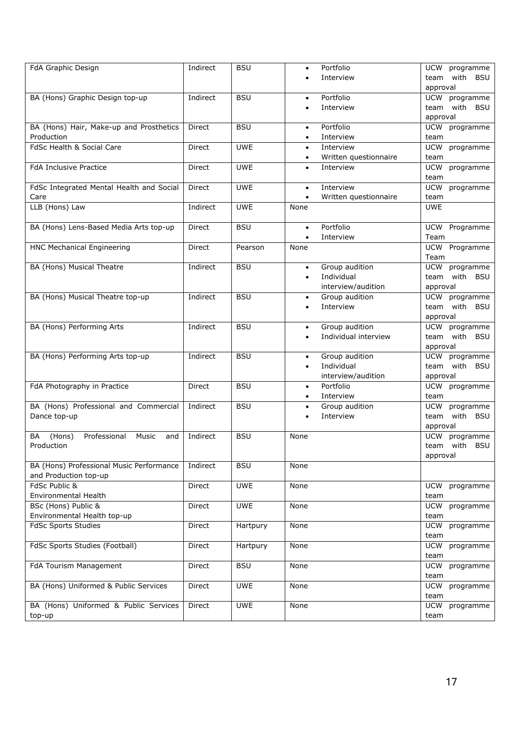| | | | | |
|---|---|---|---|---|
| FdA Graphic Design | Indirect | BSU | • Portfolio<br>• Interview | UCW programme team with BSU approval |
| BA (Hons) Graphic Design top-up | Indirect | BSU | • Portfolio<br>• Interview | UCW programme team with BSU approval |
| BA (Hons) Hair, Make-up and Prosthetics Production | Direct | BSU | • Portfolio<br>• Interview | UCW programme team |
| FdSc Health & Social Care | Direct | UWE | • Interview<br>• Written questionnaire | UCW programme team |
| FdA Inclusive Practice | Direct | UWE | • Interview | UCW programme team |
| FdSc Integrated Mental Health and Social Care | Direct | UWE | • Interview<br>• Written questionnaire | UCW programme team |
| LLB (Hons) Law | Indirect | UWE | None | UWE |
| BA (Hons) Lens-Based Media Arts top-up | Direct | BSU | • Portfolio<br>• Interview | UCW Programme Team |
| HNC Mechanical Engineering | Direct | Pearson | None | UCW Programme Team |
| BA (Hons) Musical Theatre | Indirect | BSU | • Group audition<br>• Individual interview/audition | UCW programme team with BSU approval |
| BA (Hons) Musical Theatre top-up | Indirect | BSU | • Group audition<br>• Interview | UCW programme team with BSU approval |
| BA (Hons) Performing Arts | Indirect | BSU | • Group audition<br>• Individual interview | UCW programme team with BSU approval |
| BA (Hons) Performing Arts top-up | Indirect | BSU | • Group audition<br>• Individual interview/audition | UCW programme team with BSU approval |
| FdA Photography in Practice | Direct | BSU | • Portfolio<br>• Interview | UCW programme team |
| BA (Hons) Professional and Commercial Dance top-up | Indirect | BSU | • Group audition<br>• Interview | UCW programme team with BSU approval |
| BA (Hons) Professional Music and Production | Indirect | BSU | None | UCW programme team with BSU approval |
| BA (Hons) Professional Music Performance and Production top-up | Indirect | BSU | None | |
| FdSc Public & Environmental Health | Direct | UWE | None | UCW programme team |
| BSc (Hons) Public & Environmental Health top-up | Direct | UWE | None | UCW programme team |
| FdSc Sports Studies | Direct | Hartpury | None | UCW programme team |
| FdSc Sports Studies (Football) | Direct | Hartpury | None | UCW programme team |
| FdA Tourism Management | Direct | BSU | None | UCW programme team |
| BA (Hons) Uniformed & Public Services | Direct | UWE | None | UCW programme team |
| BA (Hons) Uniformed & Public Services top-up | Direct | UWE | None | UCW programme team |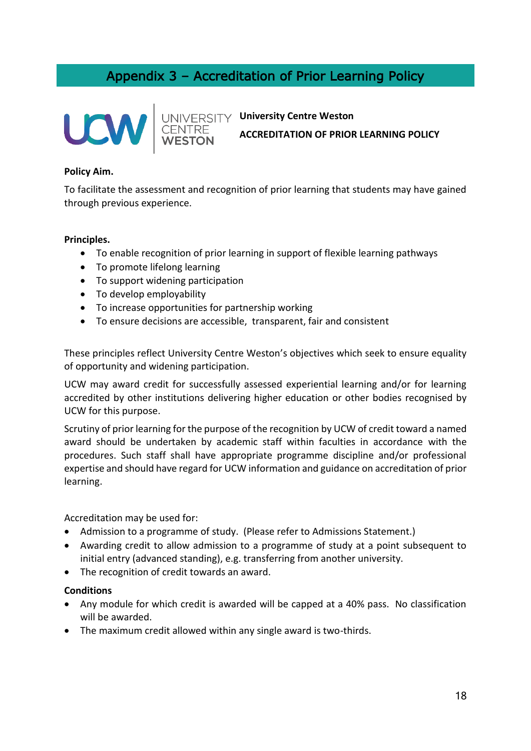# Appendix 3 – Accreditation of Prior Learning Policy

UNIVERSITY CENTRE WESTON

**University Centre Weston**

**ACCREDITATION OF PRIOR LEARNING POLICY**

**Policy Aim.**

To facilitate the assessment and recognition of prior learning that students may have gained through previous experience.

**Principles.**

- To enable recognition of prior learning in support of flexible learning pathways
- To promote lifelong learning
- To support widening participation
- To develop employability
- To increase opportunities for partnership working
- To ensure decisions are accessible, transparent, fair and consistent

These principles reflect University Centre Weston's objectives which seek to ensure equality of opportunity and widening participation.

UCW may award credit for successfully assessed experiential learning and/or for learning accredited by other institutions delivering higher education or other bodies recognised by UCW for this purpose.

Scrutiny of prior learning for the purpose of the recognition by UCW of credit toward a named award should be undertaken by academic staff within faculties in accordance with the procedures. Such staff shall have appropriate programme discipline and/or professional expertise and should have regard for UCW information and guidance on accreditation of prior learning.

Accreditation may be used for:

- Admission to a programme of study. (Please refer to Admissions Statement.)
- Awarding credit to allow admission to a programme of study at a point subsequent to initial entry (advanced standing), e.g. transferring from another university.
- The recognition of credit towards an award.

**Conditions**

- Any module for which credit is awarded will be capped at a 40% pass. No classification will be awarded.
- The maximum credit allowed within any single award is two-thirds.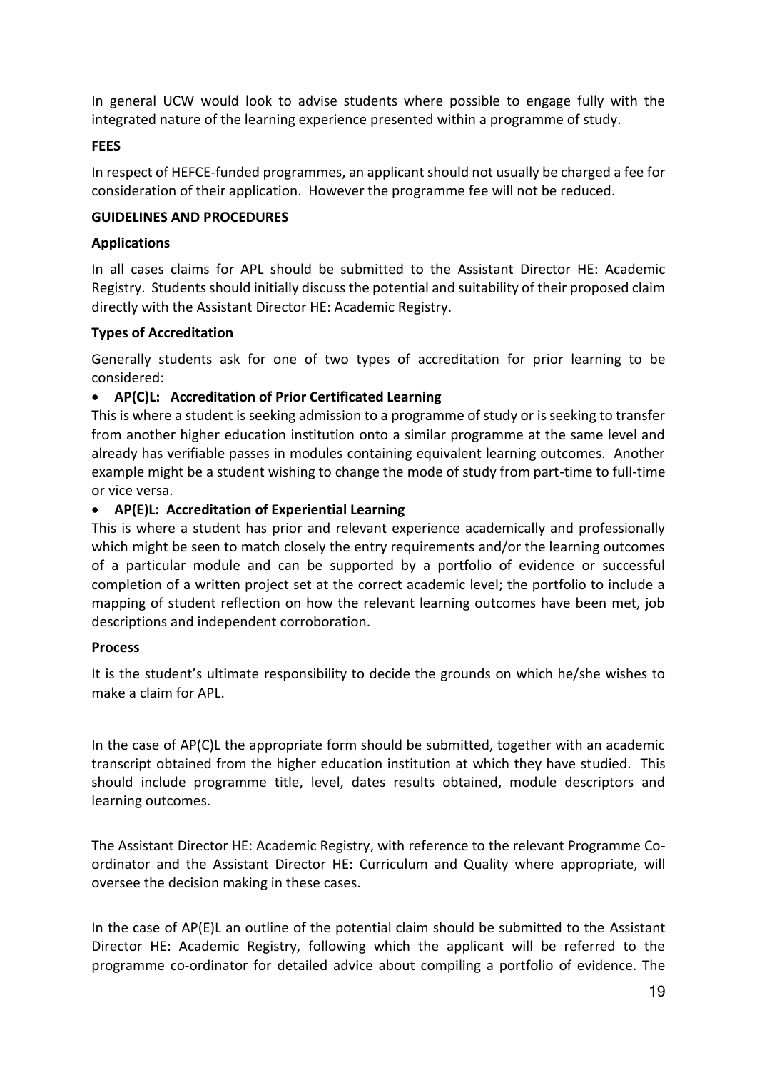In general UCW would look to advise students where possible to engage fully with the integrated nature of the learning experience presented within a programme of study.

**FEES**

In respect of HEFCE-funded programmes, an applicant should not usually be charged a fee for consideration of their application. However the programme fee will not be reduced.

**GUIDELINES AND PROCEDURES**

**Applications**

In all cases claims for APL should be submitted to the Assistant Director HE: Academic Registry. Students should initially discuss the potential and suitability of their proposed claim directly with the Assistant Director HE: Academic Registry.

**Types of Accreditation**

Generally students ask for one of two types of accreditation for prior learning to be considered:

- **AP(C)L: Accreditation of Prior Certificated Learning**
  This is where a student is seeking admission to a programme of study or is seeking to transfer from another higher education institution onto a similar programme at the same level and already has verifiable passes in modules containing equivalent learning outcomes. Another example might be a student wishing to change the mode of study from part-time to full-time or vice versa.
- **AP(E)L: Accreditation of Experiential Learning**
  This is where a student has prior and relevant experience academically and professionally which might be seen to match closely the entry requirements and/or the learning outcomes of a particular module and can be supported by a portfolio of evidence or successful completion of a written project set at the correct academic level; the portfolio to include a mapping of student reflection on how the relevant learning outcomes have been met, job descriptions and independent corroboration.

**Process**

It is the student's ultimate responsibility to decide the grounds on which he/she wishes to make a claim for APL.

In the case of AP(C)L the appropriate form should be submitted, together with an academic transcript obtained from the higher education institution at which they have studied. This should include programme title, level, dates results obtained, module descriptors and learning outcomes.

The Assistant Director HE: Academic Registry, with reference to the relevant Programme Co-ordinator and the Assistant Director HE: Curriculum and Quality where appropriate, will oversee the decision making in these cases.

In the case of AP(E)L an outline of the potential claim should be submitted to the Assistant Director HE: Academic Registry, following which the applicant will be referred to the programme co-ordinator for detailed advice about compiling a portfolio of evidence. The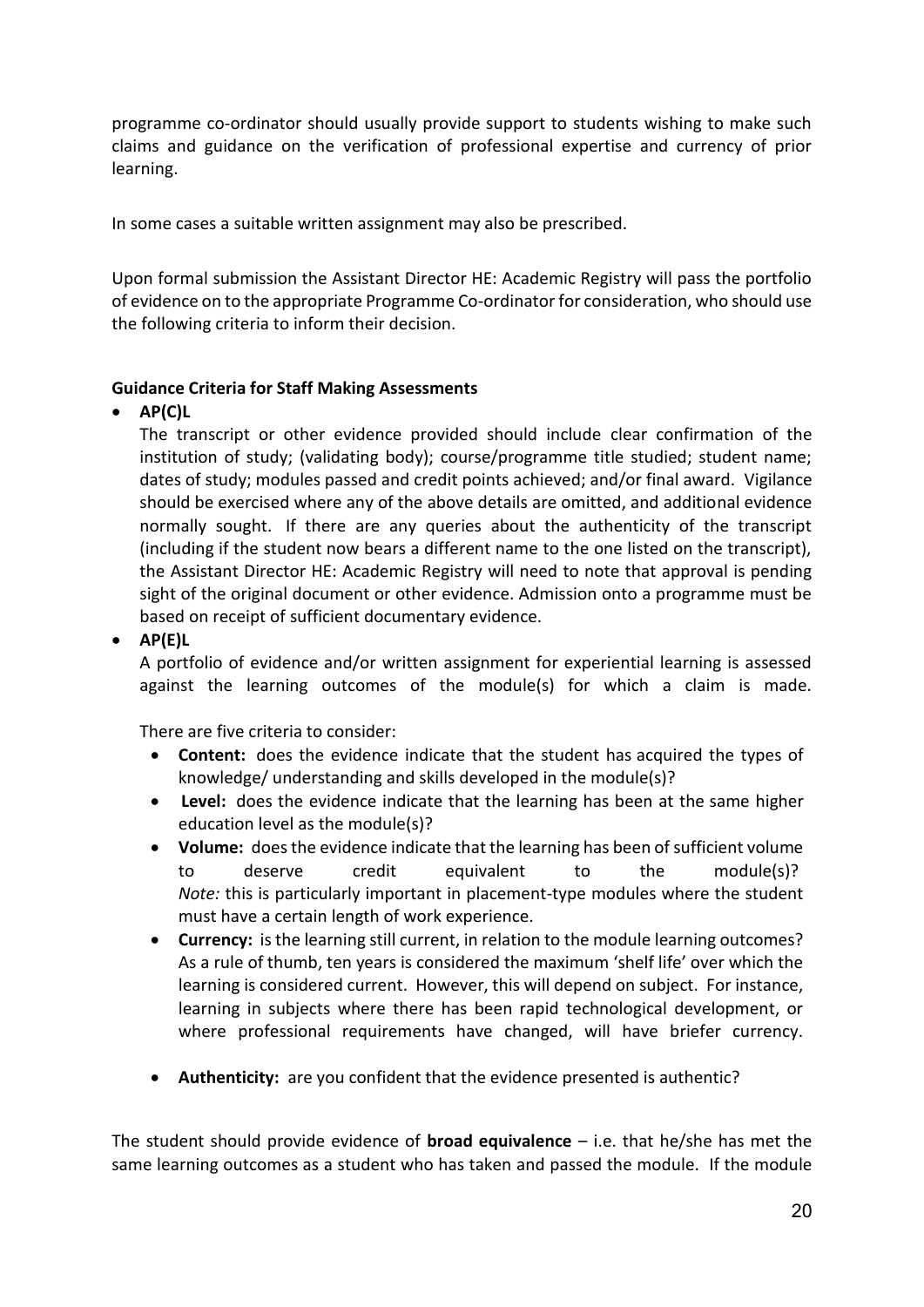programme co-ordinator should usually provide support to students wishing to make such claims and guidance on the verification of professional expertise and currency of prior learning.

In some cases a suitable written assignment may also be prescribed.

Upon formal submission the Assistant Director HE: Academic Registry will pass the portfolio of evidence on to the appropriate Programme Co-ordinator for consideration, who should use the following criteria to inform their decision.

**Guidance Criteria for Staff Making Assessments**

- **AP(C)L**

  The transcript or other evidence provided should include clear confirmation of the institution of study; (validating body); course/programme title studied; student name; dates of study; modules passed and credit points achieved; and/or final award. Vigilance should be exercised where any of the above details are omitted, and additional evidence normally sought. If there are any queries about the authenticity of the transcript (including if the student now bears a different name to the one listed on the transcript), the Assistant Director HE: Academic Registry will need to note that approval is pending sight of the original document or other evidence. Admission onto a programme must be based on receipt of sufficient documentary evidence.

- **AP(E)L**

  A portfolio of evidence and/or written assignment for experiential learning is assessed against the learning outcomes of the module(s) for which a claim is made.

  There are five criteria to consider:

  - **Content:** does the evidence indicate that the student has acquired the types of knowledge/ understanding and skills developed in the module(s)?
  - **Level:** does the evidence indicate that the learning has been at the same higher education level as the module(s)?
  - **Volume:** does the evidence indicate that the learning has been of sufficient volume to deserve credit equivalent to the module(s)? *Note:* this is particularly important in placement-type modules where the student must have a certain length of work experience.
  - **Currency:** is the learning still current, in relation to the module learning outcomes? As a rule of thumb, ten years is considered the maximum 'shelf life' over which the learning is considered current. However, this will depend on subject. For instance, learning in subjects where there has been rapid technological development, or where professional requirements have changed, will have briefer currency.
  - **Authenticity:** are you confident that the evidence presented is authentic?

The student should provide evidence of **broad equivalence** – i.e. that he/she has met the same learning outcomes as a student who has taken and passed the module. If the module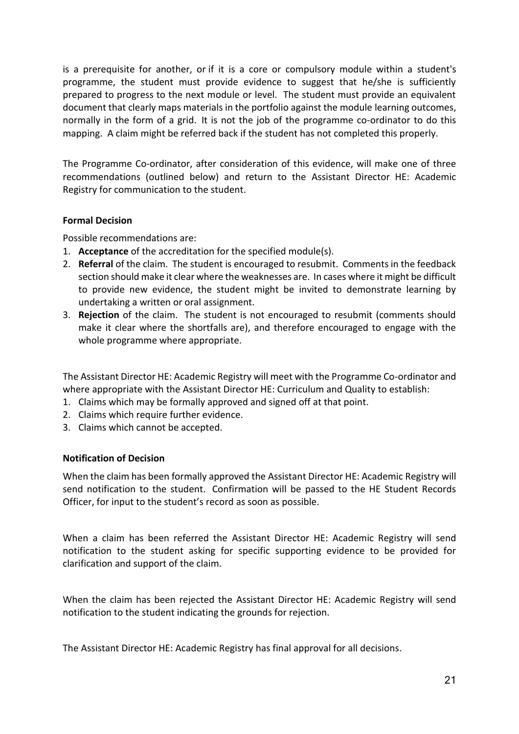is a prerequisite for another, or if it is a core or compulsory module within a student's programme, the student must provide evidence to suggest that he/she is sufficiently prepared to progress to the next module or level. The student must provide an equivalent document that clearly maps materials in the portfolio against the module learning outcomes, normally in the form of a grid. It is not the job of the programme co-ordinator to do this mapping. A claim might be referred back if the student has not completed this properly.

The Programme Co-ordinator, after consideration of this evidence, will make one of three recommendations (outlined below) and return to the Assistant Director HE: Academic Registry for communication to the student.

**Formal Decision**

Possible recommendations are:

1. **Acceptance** of the accreditation for the specified module(s).
2. **Referral** of the claim. The student is encouraged to resubmit. Comments in the feedback section should make it clear where the weaknesses are. In cases where it might be difficult to provide new evidence, the student might be invited to demonstrate learning by undertaking a written or oral assignment.
3. **Rejection** of the claim. The student is not encouraged to resubmit (comments should make it clear where the shortfalls are), and therefore encouraged to engage with the whole programme where appropriate.

The Assistant Director HE: Academic Registry will meet with the Programme Co-ordinator and where appropriate with the Assistant Director HE: Curriculum and Quality to establish:

1. Claims which may be formally approved and signed off at that point.
2. Claims which require further evidence.
3. Claims which cannot be accepted.

**Notification of Decision**

When the claim has been formally approved the Assistant Director HE: Academic Registry will send notification to the student. Confirmation will be passed to the HE Student Records Officer, for input to the student's record as soon as possible.

When a claim has been referred the Assistant Director HE: Academic Registry will send notification to the student asking for specific supporting evidence to be provided for clarification and support of the claim.

When the claim has been rejected the Assistant Director HE: Academic Registry will send notification to the student indicating the grounds for rejection.

The Assistant Director HE: Academic Registry has final approval for all decisions.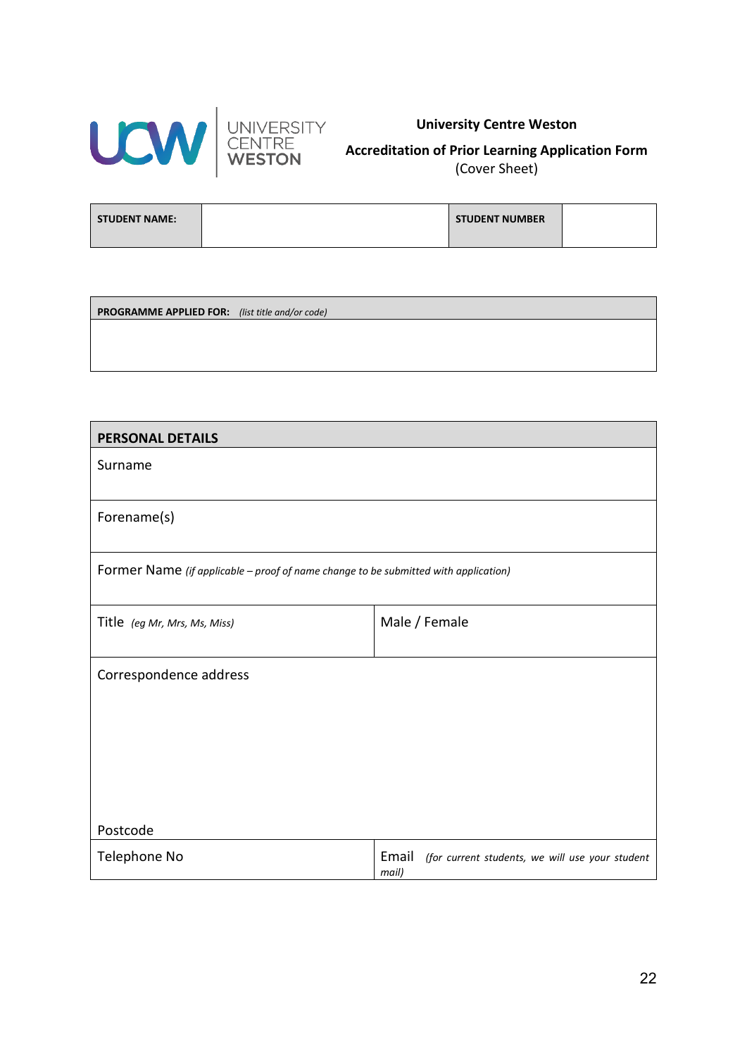**University Centre Weston**

**Accreditation of Prior Learning Application Form**
(Cover Sheet)

| **STUDENT NAME:** | | **STUDENT NUMBER** | |
|---|---|---|---|

| **PROGRAMME APPLIED FOR:** *(list title and/or code)* |
|---|
| |

| **PERSONAL DETAILS** | |
|---|---|
| Surname | |
| Forename(s) | |
| Former Name *(if applicable – proof of name change to be submitted with application)* | |
| Title *(eg Mr, Mrs, Ms, Miss)* | Male / Female |
| Correspondence address<br><br>Postcode | |
| Telephone No | Email *(for current students, we will use your student mail)* |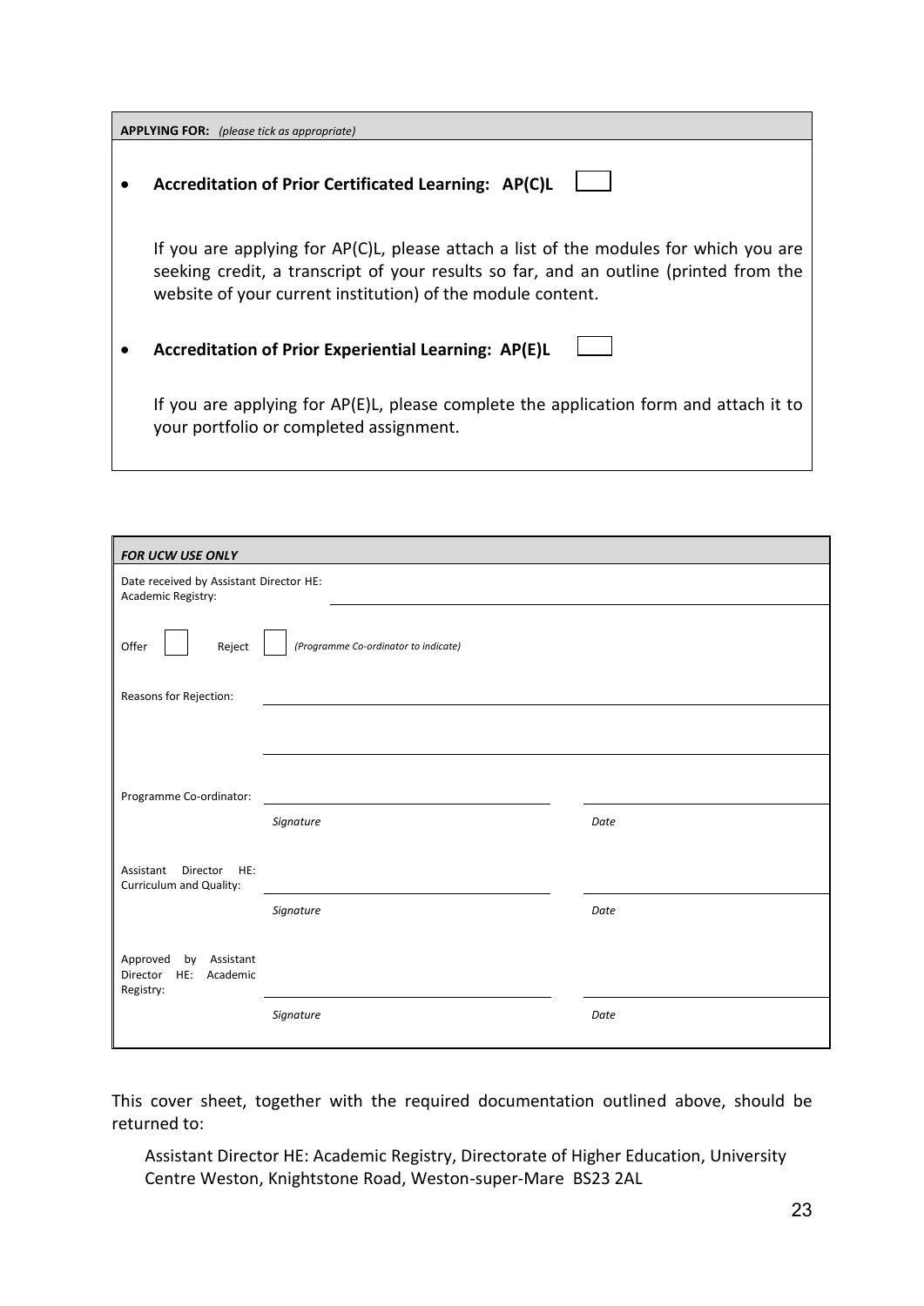**APPLYING FOR:** *(please tick as appropriate)*

- **Accreditation of Prior Certificated Learning: AP(C)L** ☐

  If you are applying for AP(C)L, please attach a list of the modules for which you are seeking credit, a transcript of your results so far, and an outline (printed from the website of your current institution) of the module content.

- **Accreditation of Prior Experiential Learning: AP(E)L** ☐

  If you are applying for AP(E)L, please complete the application form and attach it to your portfolio or completed assignment.

| ***FOR UCW USE ONLY*** | | |
|---|---|---|
| Date received by Assistant Director HE: Academic Registry: | | |
| Offer ☐ Reject ☐ | *(Programme Co-ordinator to indicate)* | |
| Reasons for Rejection: | | |
| Programme Co-ordinator: | *Signature* | *Date* |
| Assistant Director HE: Curriculum and Quality: | *Signature* | *Date* |
| Approved by Assistant Director HE: Academic Registry: | *Signature* | *Date* |

This cover sheet, together with the required documentation outlined above, should be returned to:

Assistant Director HE: Academic Registry, Directorate of Higher Education, University Centre Weston, Knightstone Road, Weston-super-Mare BS23 2AL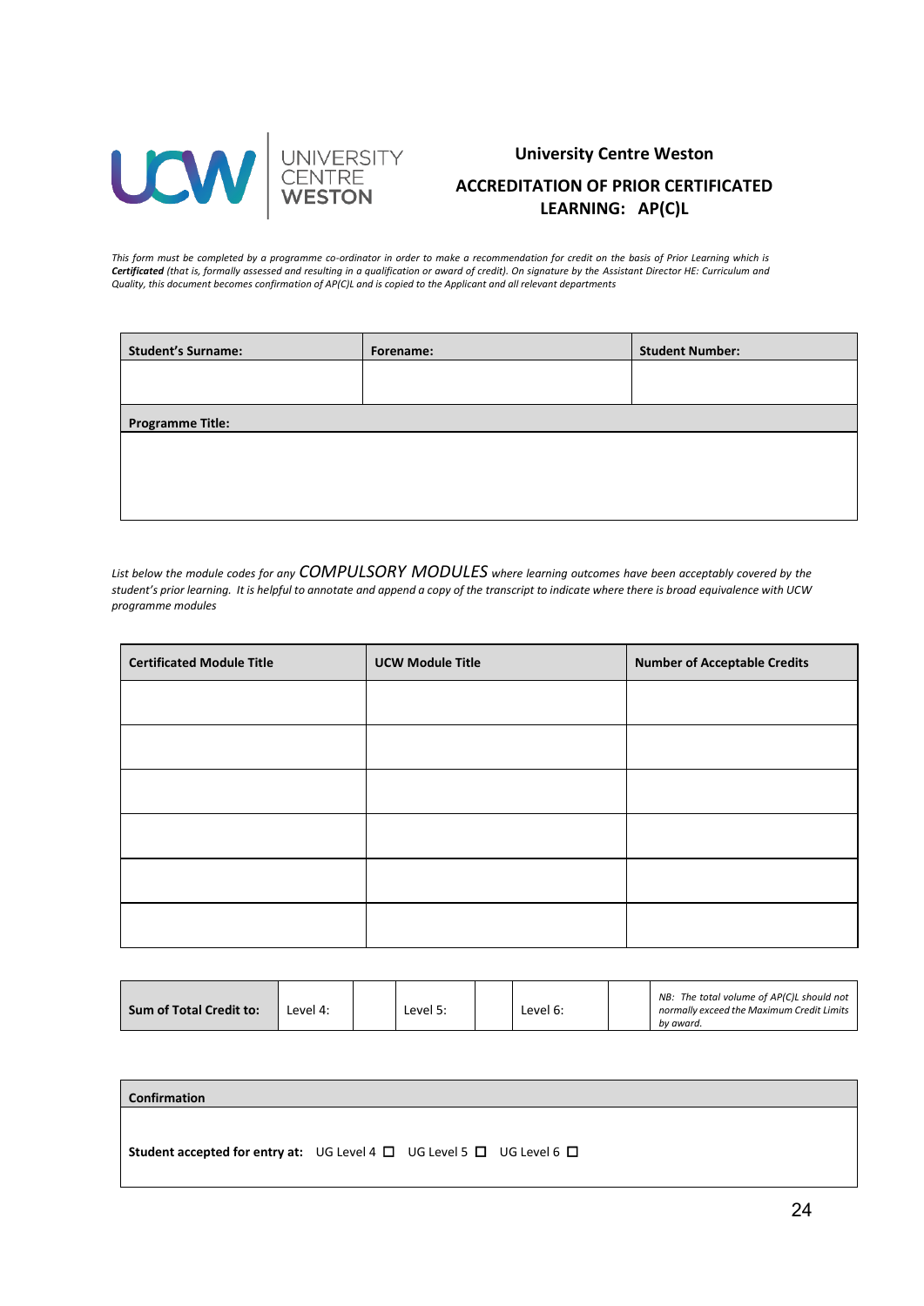## University Centre Weston

## ACCREDITATION OF PRIOR CERTIFICATED LEARNING: AP(C)L

*This form must be completed by a programme co-ordinator in order to make a recommendation for credit on the basis of Prior Learning which is **Certificated** (that is, formally assessed and resulting in a qualification or award of credit). On signature by the Assistant Director HE: Curriculum and Quality, this document becomes confirmation of AP(C)L and is copied to the Applicant and all relevant departments*

| **Student's Surname:** | **Forename:** | **Student Number:** |
|---|---|---|
| | | |
| **Programme Title:** | | |
| | | |

*List below the module codes for any COMPULSORY MODULES where learning outcomes have been acceptably covered by the student's prior learning. It is helpful to annotate and append a copy of the transcript to indicate where there is broad equivalence with UCW programme modules*

| **Certificated Module Title** | **UCW Module Title** | **Number of Acceptable Credits** |
|---|---|---|
| | | |
| | | |
| | | |
| | | |
| | | |
| | | |

| **Sum of Total Credit to:** | Level 4: | | Level 5: | | Level 6: | | *NB: The total volume of AP(C)L should not normally exceed the Maximum Credit Limits by award.* |
|---|---|---|---|---|---|---|---|

| **Confirmation** |
|---|
| **Student accepted for entry at:** UG Level 4 ☐ UG Level 5 ☐ UG Level 6 ☐ |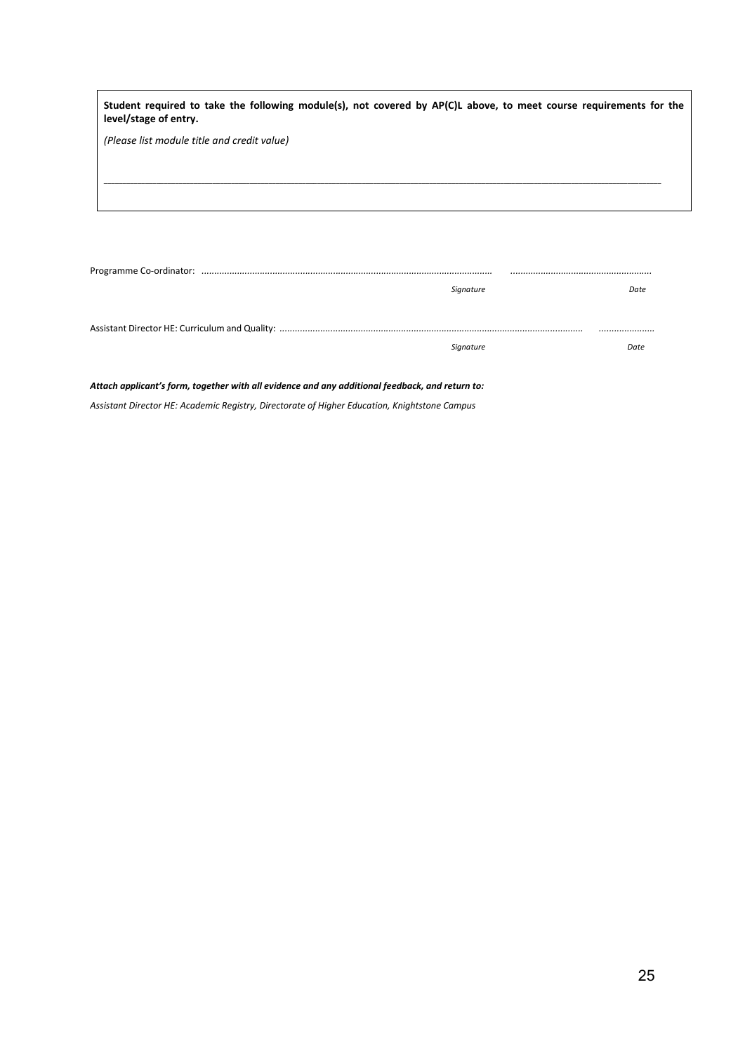**Student required to take the following module(s), not covered by AP(C)L above, to meet course requirements for the level/stage of entry.**

*(Please list module title and credit value)*

______________________________________________________________________________________________

Programme Co-ordinator: .................................................................................................................. .......................................................

*Signature* *Date*

Assistant Director HE: Curriculum and Quality: ..................................................................................................................... ......................

*Signature* *Date*

***Attach applicant's form, together with all evidence and any additional feedback, and return to:***

*Assistant Director HE: Academic Registry, Directorate of Higher Education, Knightstone Campus*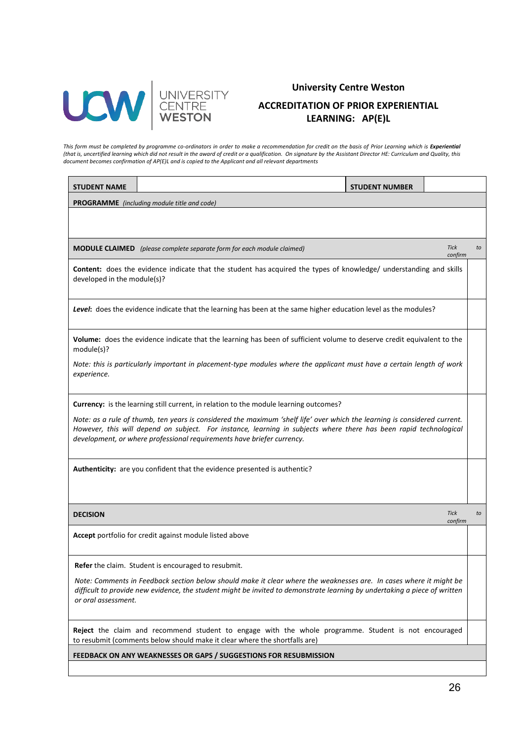**University Centre Weston**

# ACCREDITATION OF PRIOR EXPERIENTIAL LEARNING: AP(E)L

*This form must be completed by programme co-ordinators in order to make a recommendation for credit on the basis of Prior Learning which is **Experiential** (that is, uncertified learning which did not result in the award of credit or a qualification. On signature by the Assistant Director HE: Curriculum and Quality, this document becomes confirmation of AP(E)L and is copied to the Applicant and all relevant departments*

| **STUDENT NAME** | | **STUDENT NUMBER** | |
|---|---|---|---|
| **PROGRAMME** *(including module title and code)* | | | |
| | | | |

| **MODULE CLAIMED** *(please complete separate form for each module claimed)* | *Tick to confirm* |
|---|---|
| **Content:** does the evidence indicate that the student has acquired the types of knowledge/ understanding and skills developed in the module(s)? | |
| ***Level*:** does the evidence indicate that the learning has been at the same higher education level as the modules? | |
| **Volume:** does the evidence indicate that the learning has been of sufficient volume to deserve credit equivalent to the module(s)? *Note: this is particularly important in placement-type modules where the applicant must have a certain length of work experience.* | |
| **Currency:** is the learning still current, in relation to the module learning outcomes? *Note: as a rule of thumb, ten years is considered the maximum 'shelf life' over which the learning is considered current. However, this will depend on subject. For instance, learning in subjects where there has been rapid technological development, or where professional requirements have briefer currency.* | |
| **Authenticity:** are you confident that the evidence presented is authentic? | |

| **DECISION** | *Tick to confirm* |
|---|---|
| **Accept** portfolio for credit against module listed above | |
| **Refer** the claim. Student is encouraged to resubmit. *Note: Comments in Feedback section below should make it clear where the weaknesses are. In cases where it might be difficult to provide new evidence, the student might be invited to demonstrate learning by undertaking a piece of written or oral assessment.* | |
| **Reject** the claim and recommend student to engage with the whole programme. Student is not encouraged to resubmit (comments below should make it clear where the shortfalls are) | |

| **FEEDBACK ON ANY WEAKNESSES OR GAPS / SUGGESTIONS FOR RESUBMISSION** |
|---|
| |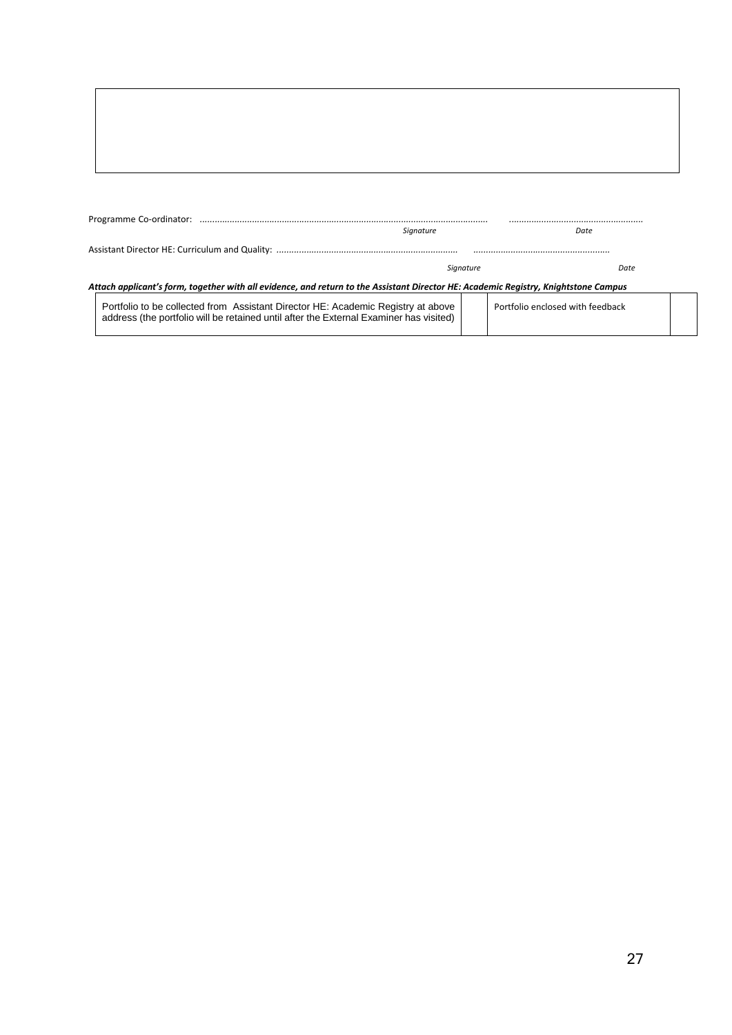Programme Co-ordinator: ................................................................................................................ ....................................................

*Signature* *Date*

Assistant Director HE: Curriculum and Quality: ........................................................................ ......................................................

*Signature* *Date*

***Attach applicant's form, together with all evidence, and return to the Assistant Director HE: Academic Registry, Knightstone Campus***

| | | | |
|---|---|---|---|
| Portfolio to be collected from Assistant Director HE: Academic Registry at above address (the portfolio will be retained until after the External Examiner has visited) | | Portfolio enclosed with feedback | |